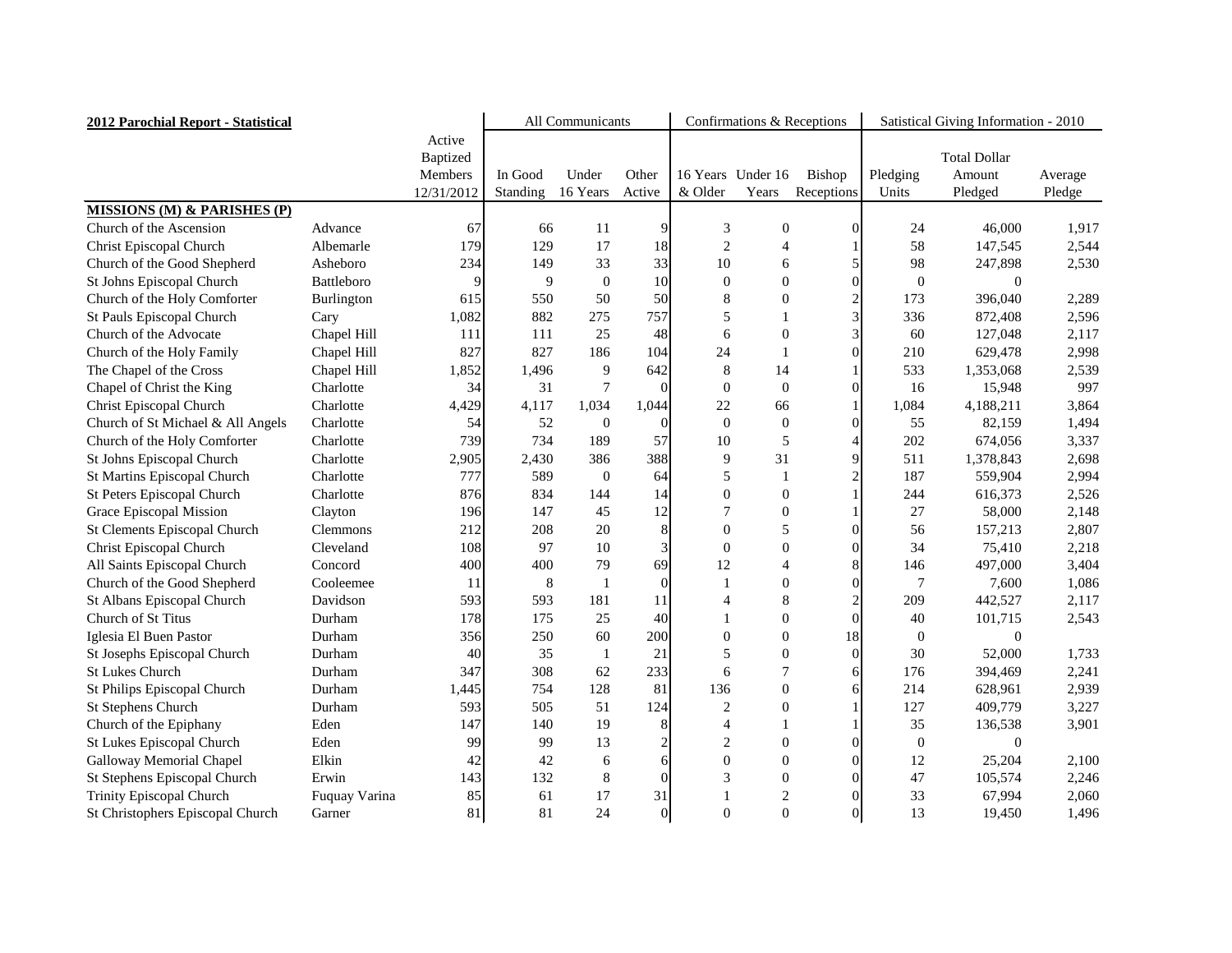| 2012 Parochial Report - Statistical | | Active Baptized Members 12/31/2012 | All Communicants | | | Confirmations & Receptions | | | Satistical Giving Information - 2010 | | |
|---|---|---|---|---|---|---|---|---|---|---|---|
| | | | In Good Standing | Under 16 Years | Other Active | 16 Years & Older | Under 16 Years | Bishop Receptions | Pledging Units | Total Dollar Amount Pledged | Average Pledge |
| **MISSIONS (M) & PARISHES (P)** | | | | | | | | | | | |
| Church of the Ascension | Advance | 67 | 66 | 11 | 9 | 3 | 0 | 0 | 24 | 46,000 | 1,917 |
| Christ Episcopal Church | Albemarle | 179 | 129 | 17 | 18 | 2 | 4 | 1 | 58 | 147,545 | 2,544 |
| Church of the Good Shepherd | Asheboro | 234 | 149 | 33 | 33 | 10 | 6 | 5 | 98 | 247,898 | 2,530 |
| St Johns Episcopal Church | Battleboro | 9 | 9 | 0 | 10 | 0 | 0 | 0 | 0 | 0 | |
| Church of the Holy Comforter | Burlington | 615 | 550 | 50 | 50 | 8 | 0 | 2 | 173 | 396,040 | 2,289 |
| St Pauls Episcopal Church | Cary | 1,082 | 882 | 275 | 757 | 5 | 1 | 3 | 336 | 872,408 | 2,596 |
| Church of the Advocate | Chapel Hill | 111 | 111 | 25 | 48 | 6 | 0 | 3 | 60 | 127,048 | 2,117 |
| Church of the Holy Family | Chapel Hill | 827 | 827 | 186 | 104 | 24 | 1 | 0 | 210 | 629,478 | 2,998 |
| The Chapel of the Cross | Chapel Hill | 1,852 | 1,496 | 9 | 642 | 8 | 14 | 1 | 533 | 1,353,068 | 2,539 |
| Chapel of Christ the King | Charlotte | 34 | 31 | 7 | 0 | 0 | 0 | 0 | 16 | 15,948 | 997 |
| Christ Episcopal Church | Charlotte | 4,429 | 4,117 | 1,034 | 1,044 | 22 | 66 | 1 | 1,084 | 4,188,211 | 3,864 |
| Church of St Michael & All Angels | Charlotte | 54 | 52 | 0 | 0 | 0 | 0 | 0 | 55 | 82,159 | 1,494 |
| Church of the Holy Comforter | Charlotte | 739 | 734 | 189 | 57 | 10 | 5 | 4 | 202 | 674,056 | 3,337 |
| St Johns Episcopal Church | Charlotte | 2,905 | 2,430 | 386 | 388 | 9 | 31 | 9 | 511 | 1,378,843 | 2,698 |
| St Martins Episcopal Church | Charlotte | 777 | 589 | 0 | 64 | 5 | 1 | 2 | 187 | 559,904 | 2,994 |
| St Peters Episcopal Church | Charlotte | 876 | 834 | 144 | 14 | 0 | 0 | 1 | 244 | 616,373 | 2,526 |
| Grace Episcopal Mission | Clayton | 196 | 147 | 45 | 12 | 7 | 0 | 1 | 27 | 58,000 | 2,148 |
| St Clements Episcopal Church | Clemmons | 212 | 208 | 20 | 8 | 0 | 5 | 0 | 56 | 157,213 | 2,807 |
| Christ Episcopal Church | Cleveland | 108 | 97 | 10 | 3 | 0 | 0 | 0 | 34 | 75,410 | 2,218 |
| All Saints Episcopal Church | Concord | 400 | 400 | 79 | 69 | 12 | 4 | 8 | 146 | 497,000 | 3,404 |
| Church of the Good Shepherd | Cooleemee | 11 | 8 | 1 | 0 | 1 | 0 | 0 | 7 | 7,600 | 1,086 |
| St Albans Episcopal Church | Davidson | 593 | 593 | 181 | 11 | 4 | 8 | 2 | 209 | 442,527 | 2,117 |
| Church of St Titus | Durham | 178 | 175 | 25 | 40 | 1 | 0 | 0 | 40 | 101,715 | 2,543 |
| Iglesia El Buen Pastor | Durham | 356 | 250 | 60 | 200 | 0 | 0 | 18 | 0 | 0 | |
| St Josephs Episcopal Church | Durham | 40 | 35 | 1 | 21 | 5 | 0 | 0 | 30 | 52,000 | 1,733 |
| St Lukes Church | Durham | 347 | 308 | 62 | 233 | 6 | 7 | 6 | 176 | 394,469 | 2,241 |
| St Philips Episcopal Church | Durham | 1,445 | 754 | 128 | 81 | 136 | 0 | 6 | 214 | 628,961 | 2,939 |
| St Stephens Church | Durham | 593 | 505 | 51 | 124 | 2 | 0 | 1 | 127 | 409,779 | 3,227 |
| Church of the Epiphany | Eden | 147 | 140 | 19 | 8 | 4 | 1 | 1 | 35 | 136,538 | 3,901 |
| St Lukes Episcopal Church | Eden | 99 | 99 | 13 | 2 | 2 | 0 | 0 | 0 | 0 | |
| Galloway Memorial Chapel | Elkin | 42 | 42 | 6 | 6 | 0 | 0 | 0 | 12 | 25,204 | 2,100 |
| St Stephens Episcopal Church | Erwin | 143 | 132 | 8 | 0 | 3 | 0 | 0 | 47 | 105,574 | 2,246 |
| Trinity Episcopal Church | Fuquay Varina | 85 | 61 | 17 | 31 | 1 | 2 | 0 | 33 | 67,994 | 2,060 |
| St Christophers Episcopal Church | Garner | 81 | 81 | 24 | 0 | 0 | 0 | 0 | 13 | 19,450 | 1,496 |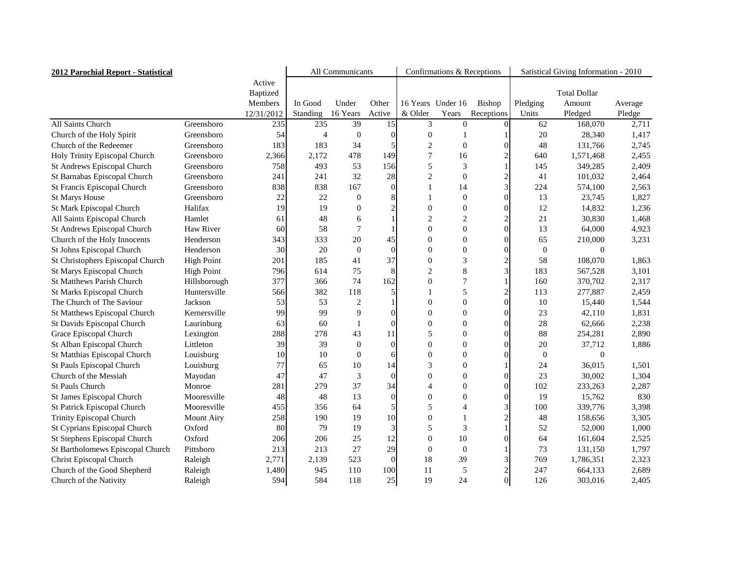| 2012 Parochial Report - Statistical | | | All Communicants | | | Confirmations & Receptions | | | Satistical Giving Information - 2010 | | |
|---|---|---|---|---|---|---|---|---|---|---|---|
| | | Active Baptized Members 12/31/2012 | In Good Standing | Under 16 Years | Other Active | 16 Years & Older | Under 16 Years | Bishop Receptions | Pledging Units | Total Dollar Amount Pledged | Average Pledge |
| All Saints Church | Greensboro | 235 | 235 | 39 | 15 | 3 | 0 | 0 | 62 | 168,070 | 2,711 |
| Church of the Holy Spirit | Greensboro | 54 | 4 | 0 | 0 | 0 | 1 | 1 | 20 | 28,340 | 1,417 |
| Church of the Redeemer | Greensboro | 183 | 183 | 34 | 5 | 2 | 0 | 0 | 48 | 131,766 | 2,745 |
| Holy Trinity Episcopal Church | Greensboro | 2,366 | 2,172 | 478 | 149 | 7 | 16 | 2 | 640 | 1,571,468 | 2,455 |
| St Andrews Episcopal Church | Greensboro | 758 | 493 | 53 | 156 | 5 | 3 | 1 | 145 | 349,285 | 2,409 |
| St Barnabas Episcopal Church | Greensboro | 241 | 241 | 32 | 28 | 2 | 0 | 2 | 41 | 101,032 | 2,464 |
| St Francis Episcopal Church | Greensboro | 838 | 838 | 167 | 0 | 1 | 14 | 3 | 224 | 574,100 | 2,563 |
| St Marys House | Greensboro | 22 | 22 | 0 | 8 | 1 | 0 | 0 | 13 | 23,745 | 1,827 |
| St Mark Episcopal Church | Halifax | 19 | 19 | 0 | 2 | 0 | 0 | 0 | 12 | 14,832 | 1,236 |
| All Saints Episcopal Church | Hamlet | 61 | 48 | 6 | 1 | 2 | 2 | 2 | 21 | 30,830 | 1,468 |
| St Andrews Episcopal Church | Haw River | 60 | 58 | 7 | 1 | 0 | 0 | 0 | 13 | 64,000 | 4,923 |
| Church of the Holy Innocents | Henderson | 343 | 333 | 20 | 45 | 0 | 0 | 0 | 65 | 210,000 | 3,231 |
| St Johns Episcopal Church | Henderson | 30 | 20 | 0 | 0 | 0 | 0 | 0 | 0 | 0 | |
| St Christophers Episcopal Church | High Point | 201 | 185 | 41 | 37 | 0 | 3 | 2 | 58 | 108,070 | 1,863 |
| St Marys Episcopal Church | High Point | 796 | 614 | 75 | 8 | 2 | 8 | 3 | 183 | 567,528 | 3,101 |
| St Matthews Parish Church | Hillsborough | 377 | 366 | 74 | 162 | 0 | 7 | 1 | 160 | 370,702 | 2,317 |
| St Marks Episcopal Church | Huntersville | 566 | 382 | 118 | 5 | 1 | 5 | 2 | 113 | 277,887 | 2,459 |
| The Church of The Saviour | Jackson | 53 | 53 | 2 | 1 | 0 | 0 | 0 | 10 | 15,440 | 1,544 |
| St Matthews Episcopal Church | Kernersville | 99 | 99 | 9 | 0 | 0 | 0 | 0 | 23 | 42,110 | 1,831 |
| St Davids Episcopal Church | Laurinburg | 63 | 60 | 1 | 0 | 0 | 0 | 0 | 28 | 62,666 | 2,238 |
| Grace Episcopal Church | Lexington | 288 | 278 | 43 | 11 | 5 | 0 | 0 | 88 | 254,281 | 2,890 |
| St Alban Episcopal Church | Littleton | 39 | 39 | 0 | 0 | 0 | 0 | 0 | 20 | 37,712 | 1,886 |
| St Matthias Episcopal Church | Louisburg | 10 | 10 | 0 | 6 | 0 | 0 | 0 | 0 | 0 | |
| St Pauls Episcopal Church | Louisburg | 77 | 65 | 10 | 14 | 3 | 0 | 1 | 24 | 36,015 | 1,501 |
| Church of the Messiah | Mayodan | 47 | 47 | 3 | 0 | 0 | 0 | 0 | 23 | 30,002 | 1,304 |
| St Pauls Church | Monroe | 281 | 279 | 37 | 34 | 4 | 0 | 0 | 102 | 233,263 | 2,287 |
| St James Episcopal Church | Mooresville | 48 | 48 | 13 | 0 | 0 | 0 | 0 | 19 | 15,762 | 830 |
| St Patrick Episcopal Church | Mooresville | 455 | 356 | 64 | 5 | 5 | 4 | 3 | 100 | 339,776 | 3,398 |
| Trinity Episcopal Church | Mount Airy | 258 | 190 | 19 | 10 | 0 | 1 | 2 | 48 | 158,656 | 3,305 |
| St Cyprians Episcopal Church | Oxford | 80 | 79 | 19 | 3 | 5 | 3 | 1 | 52 | 52,000 | 1,000 |
| St Stephens Episcopal Church | Oxford | 206 | 206 | 25 | 12 | 0 | 10 | 0 | 64 | 161,604 | 2,525 |
| St Bartholomews Episcopal Church | Pittsboro | 213 | 213 | 27 | 29 | 0 | 0 | 1 | 73 | 131,150 | 1,797 |
| Christ Episcopal Church | Raleigh | 2,771 | 2,139 | 523 | 0 | 18 | 39 | 3 | 769 | 1,786,351 | 2,323 |
| Church of the Good Shepherd | Raleigh | 1,480 | 945 | 110 | 100 | 11 | 5 | 2 | 247 | 664,133 | 2,689 |
| Church of the Nativity | Raleigh | 594 | 584 | 118 | 25 | 19 | 24 | 0 | 126 | 303,016 | 2,405 |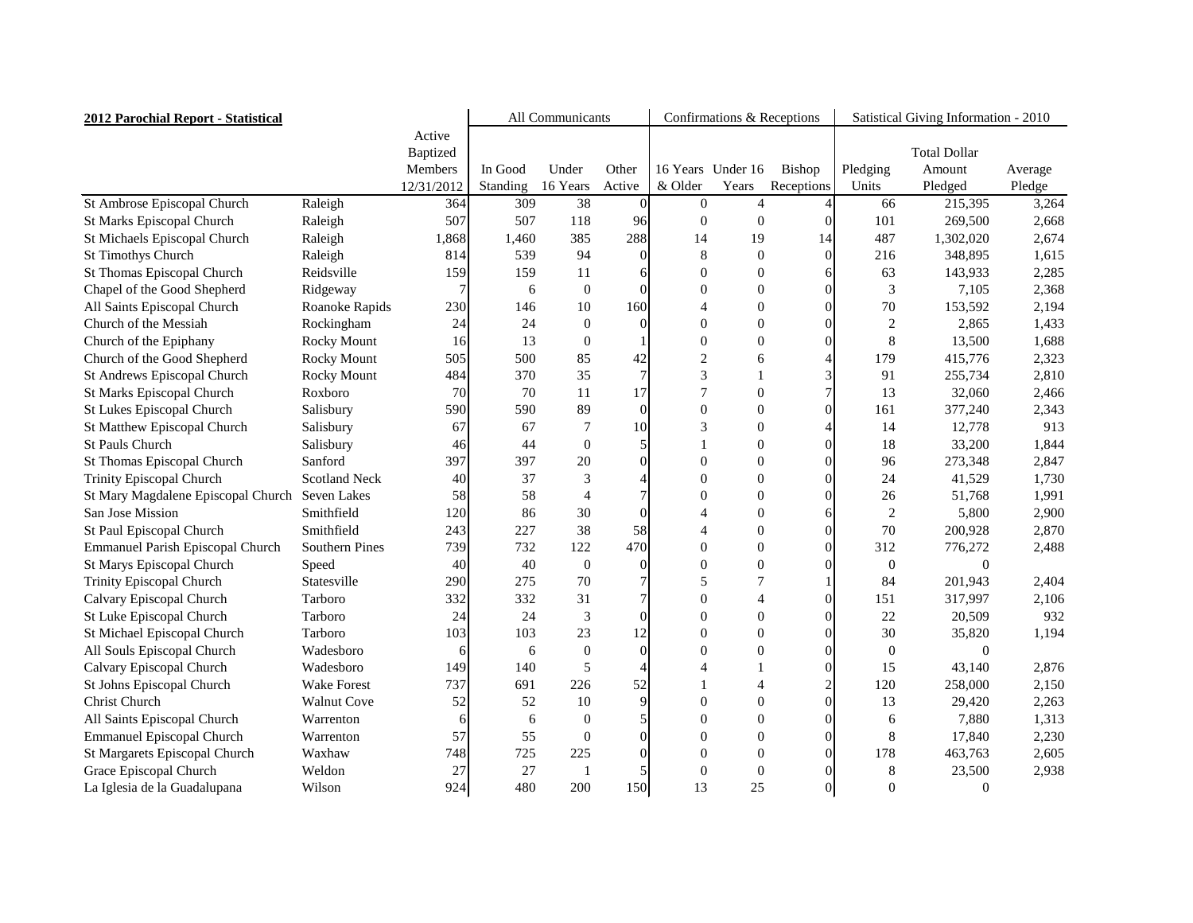| 2012 Parochial Report - Statistical | | Active Baptized Members 12/31/2012 | All Communicants | | | Confirmations & Receptions | | | Satistical Giving Information - 2010 | | |
|---|---|---|---|---|---|---|---|---|---|---|---|
| | | | In Good Standing | Under 16 Years | Other Active | 16 Years & Older | Under 16 Years | Bishop Receptions | Pledging Units | Total Dollar Amount Pledged | Average Pledge |
| St Ambrose Episcopal Church | Raleigh | 364 | 309 | 38 | 0 | 0 | 4 | 4 | 66 | 215,395 | 3,264 |
| St Marks Episcopal Church | Raleigh | 507 | 507 | 118 | 96 | 0 | 0 | 0 | 101 | 269,500 | 2,668 |
| St Michaels Episcopal Church | Raleigh | 1,868 | 1,460 | 385 | 288 | 14 | 19 | 14 | 487 | 1,302,020 | 2,674 |
| St Timothys Church | Raleigh | 814 | 539 | 94 | 0 | 8 | 0 | 0 | 216 | 348,895 | 1,615 |
| St Thomas Episcopal Church | Reidsville | 159 | 159 | 11 | 6 | 0 | 0 | 6 | 63 | 143,933 | 2,285 |
| Chapel of the Good Shepherd | Ridgeway | 7 | 6 | 0 | 0 | 0 | 0 | 0 | 3 | 7,105 | 2,368 |
| All Saints Episcopal Church | Roanoke Rapids | 230 | 146 | 10 | 160 | 4 | 0 | 0 | 70 | 153,592 | 2,194 |
| Church of the Messiah | Rockingham | 24 | 24 | 0 | 0 | 0 | 0 | 0 | 2 | 2,865 | 1,433 |
| Church of the Epiphany | Rocky Mount | 16 | 13 | 0 | 1 | 0 | 0 | 0 | 8 | 13,500 | 1,688 |
| Church of the Good Shepherd | Rocky Mount | 505 | 500 | 85 | 42 | 2 | 6 | 4 | 179 | 415,776 | 2,323 |
| St Andrews Episcopal Church | Rocky Mount | 484 | 370 | 35 | 7 | 3 | 1 | 3 | 91 | 255,734 | 2,810 |
| St Marks Episcopal Church | Roxboro | 70 | 70 | 11 | 17 | 7 | 0 | 7 | 13 | 32,060 | 2,466 |
| St Lukes Episcopal Church | Salisbury | 590 | 590 | 89 | 0 | 0 | 0 | 0 | 161 | 377,240 | 2,343 |
| St Matthew Episcopal Church | Salisbury | 67 | 67 | 7 | 10 | 3 | 0 | 4 | 14 | 12,778 | 913 |
| St Pauls Church | Salisbury | 46 | 44 | 0 | 5 | 1 | 0 | 0 | 18 | 33,200 | 1,844 |
| St Thomas Episcopal Church | Sanford | 397 | 397 | 20 | 0 | 0 | 0 | 0 | 96 | 273,348 | 2,847 |
| Trinity Episcopal Church | Scotland Neck | 40 | 37 | 3 | 4 | 0 | 0 | 0 | 24 | 41,529 | 1,730 |
| St Mary Magdalene Episcopal Church | Seven Lakes | 58 | 58 | 4 | 7 | 0 | 0 | 0 | 26 | 51,768 | 1,991 |
| San Jose Mission | Smithfield | 120 | 86 | 30 | 0 | 4 | 0 | 6 | 2 | 5,800 | 2,900 |
| St Paul Episcopal Church | Smithfield | 243 | 227 | 38 | 58 | 4 | 0 | 0 | 70 | 200,928 | 2,870 |
| Emmanuel Parish Episcopal Church | Southern Pines | 739 | 732 | 122 | 470 | 0 | 0 | 0 | 312 | 776,272 | 2,488 |
| St Marys Episcopal Church | Speed | 40 | 40 | 0 | 0 | 0 | 0 | 0 | 0 | 0 | |
| Trinity Episcopal Church | Statesville | 290 | 275 | 70 | 7 | 5 | 7 | 1 | 84 | 201,943 | 2,404 |
| Calvary Episcopal Church | Tarboro | 332 | 332 | 31 | 7 | 0 | 4 | 0 | 151 | 317,997 | 2,106 |
| St Luke Episcopal Church | Tarboro | 24 | 24 | 3 | 0 | 0 | 0 | 0 | 22 | 20,509 | 932 |
| St Michael Episcopal Church | Tarboro | 103 | 103 | 23 | 12 | 0 | 0 | 0 | 30 | 35,820 | 1,194 |
| All Souls Episcopal Church | Wadesboro | 6 | 6 | 0 | 0 | 0 | 0 | 0 | 0 | 0 | |
| Calvary Episcopal Church | Wadesboro | 149 | 140 | 5 | 4 | 4 | 1 | 0 | 15 | 43,140 | 2,876 |
| St Johns Episcopal Church | Wake Forest | 737 | 691 | 226 | 52 | 1 | 4 | 2 | 120 | 258,000 | 2,150 |
| Christ Church | Walnut Cove | 52 | 52 | 10 | 9 | 0 | 0 | 0 | 13 | 29,420 | 2,263 |
| All Saints Episcopal Church | Warrenton | 6 | 6 | 0 | 5 | 0 | 0 | 0 | 6 | 7,880 | 1,313 |
| Emmanuel Episcopal Church | Warrenton | 57 | 55 | 0 | 0 | 0 | 0 | 0 | 8 | 17,840 | 2,230 |
| St Margarets Episcopal Church | Waxhaw | 748 | 725 | 225 | 0 | 0 | 0 | 0 | 178 | 463,763 | 2,605 |
| Grace Episcopal Church | Weldon | 27 | 27 | 1 | 5 | 0 | 0 | 0 | 8 | 23,500 | 2,938 |
| La Iglesia de la Guadalupana | Wilson | 924 | 480 | 200 | 150 | 13 | 25 | 0 | 0 | 0 | |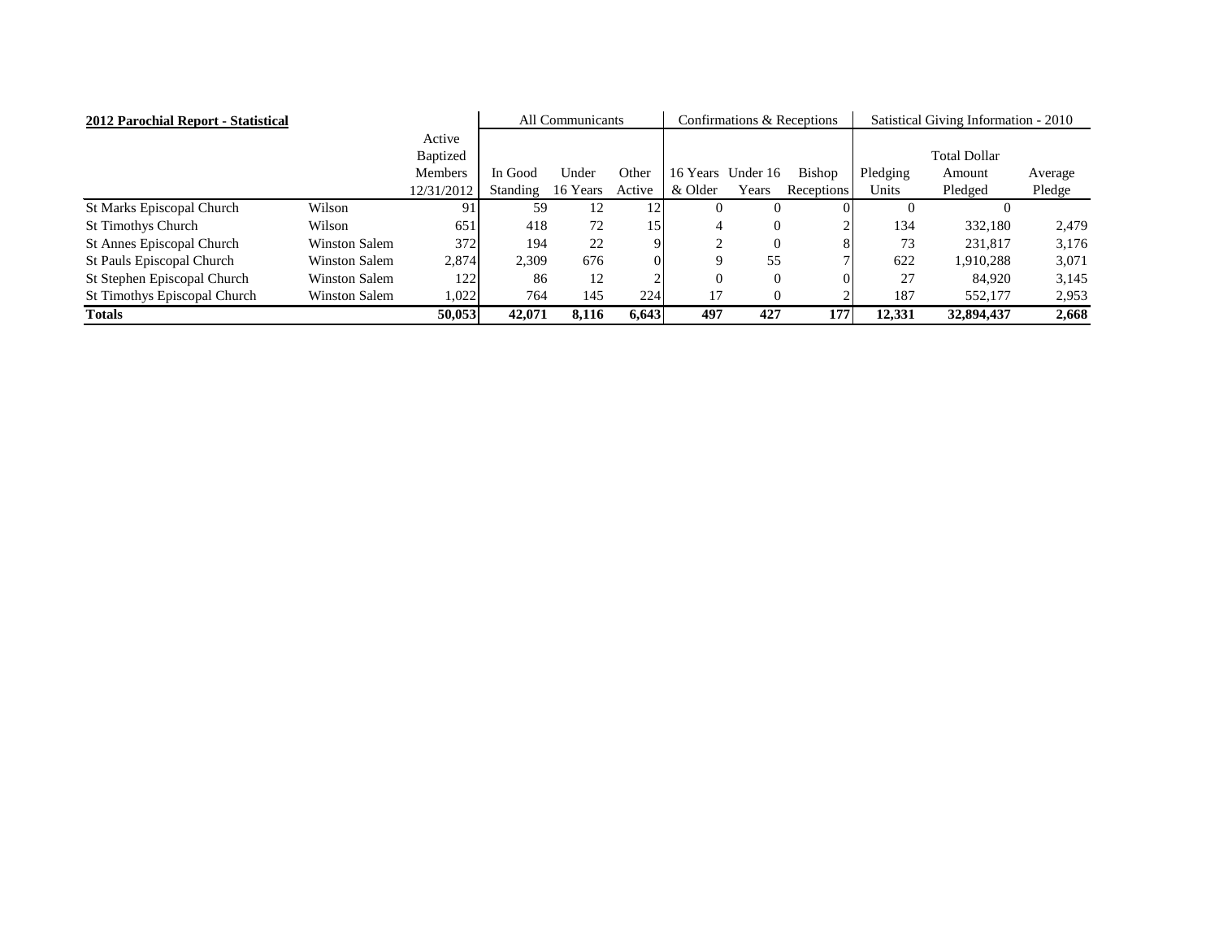| 2012 Parochial Report - Statistical | | Active Baptized Members 12/31/2012 | All Communicants | | | Confirmations & Receptions | | | Satistical Giving Information - 2010 | | |
|---|---|---|---|---|---|---|---|---|---|---|---|
| | | | In Good Standing | Under 16 Years | Other Active | 16 Years & Older | Under 16 Years | Bishop Receptions | Pledging Units | Total Dollar Amount Pledged | Average Pledge |
| St Marks Episcopal Church | Wilson | 91 | 59 | 12 | 12 | 0 | 0 | 0 | 0 | 0 | |
| St Timothys Church | Wilson | 651 | 418 | 72 | 15 | 4 | 0 | 2 | 134 | 332,180 | 2,479 |
| St Annes Episcopal Church | Winston Salem | 372 | 194 | 22 | 9 | 2 | 0 | 8 | 73 | 231,817 | 3,176 |
| St Pauls Episcopal Church | Winston Salem | 2,874 | 2,309 | 676 | 0 | 9 | 55 | 7 | 622 | 1,910,288 | 3,071 |
| St Stephen Episcopal Church | Winston Salem | 122 | 86 | 12 | 2 | 0 | 0 | 0 | 27 | 84,920 | 3,145 |
| St Timothys Episcopal Church | Winston Salem | 1,022 | 764 | 145 | 224 | 17 | 0 | 2 | 187 | 552,177 | 2,953 |
| **Totals** | | **50,053** | **42,071** | **8,116** | **6,643** | **497** | **427** | **177** | **12,331** | **32,894,437** | **2,668** |